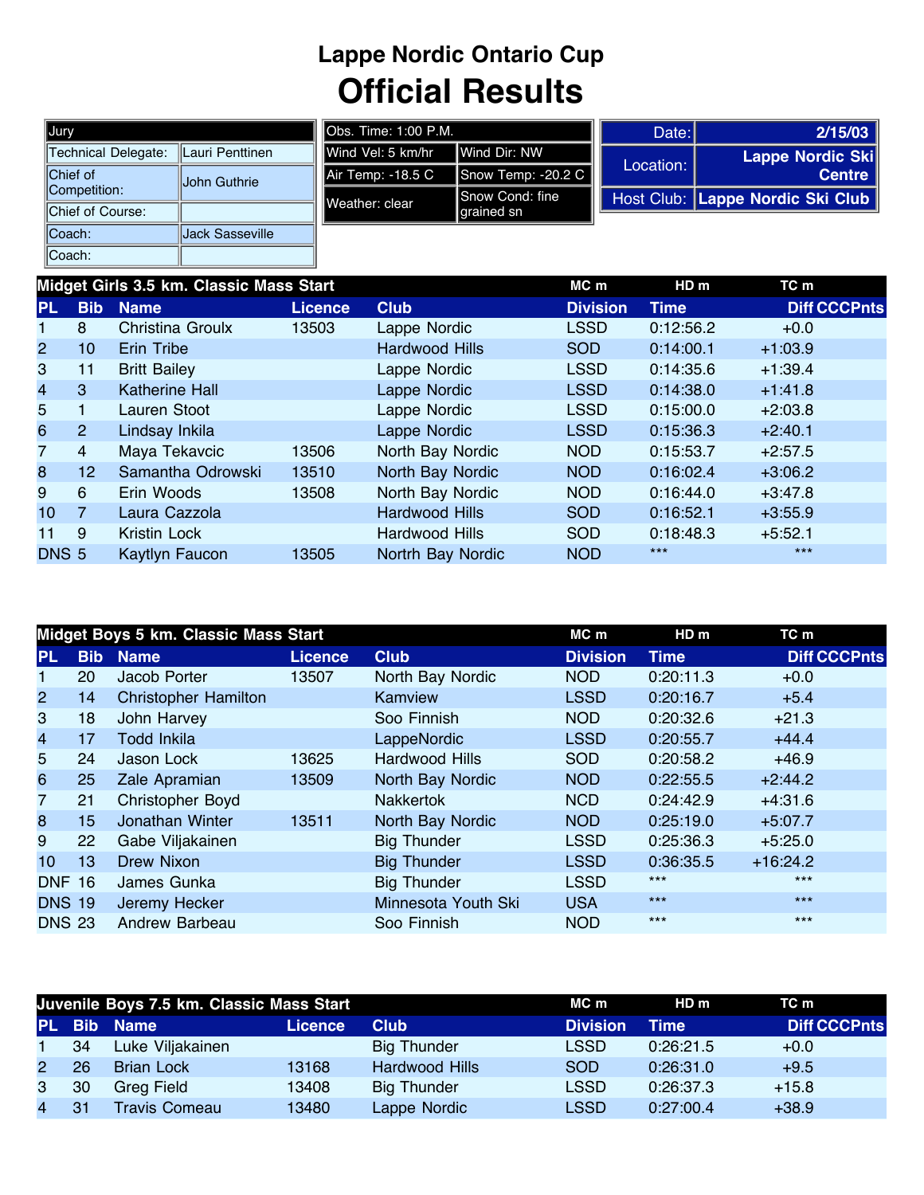# Lappe Nordic Ontario Cup

# Official Results

| Jury | |
|---|---|
| Technical Delegate: | Lauri Penttinen |
| Chief of Competition: | John Guthrie |
| Chief of Course: | |
| Coach: | Jack Sasseville |
| Coach: | |

| Obs. Time: 1:00 P.M. | |
|---|---|
| Wind Vel: 5 km/hr | Wind Dir: NW |
| Air Temp: -18.5 C | Snow Temp: -20.2 C |
| Weather: clear | Snow Cond: fine grained sn |

| Date: | 2/15/03 |
|---|---|
| Location: | Lappe Nordic Ski Centre |
| Host Club: | Lappe Nordic Ski Club |

## Midget Girls 3.5 km. Classic Mass Start

MC m | HD m | TC m

| PL | Bib | Name | Licence | Club | Division | Time | Diff | CCCPnts |
|---|---|---|---|---|---|---|---|---|
| 1 | 8 | Christina Groulx | 13503 | Lappe Nordic | LSSD | 0:12:56.2 | +0.0 | |
| 2 | 10 | Erin Tribe | | Hardwood Hills | SOD | 0:14:00.1 | +1:03.9 | |
| 3 | 11 | Britt Bailey | | Lappe Nordic | LSSD | 0:14:35.6 | +1:39.4 | |
| 4 | 3 | Katherine Hall | | Lappe Nordic | LSSD | 0:14:38.0 | +1:41.8 | |
| 5 | 1 | Lauren Stoot | | Lappe Nordic | LSSD | 0:15:00.0 | +2:03.8 | |
| 6 | 2 | Lindsay Inkila | | Lappe Nordic | LSSD | 0:15:36.3 | +2:40.1 | |
| 7 | 4 | Maya Tekavcic | 13506 | North Bay Nordic | NOD | 0:15:53.7 | +2:57.5 | |
| 8 | 12 | Samantha Odrowski | 13510 | North Bay Nordic | NOD | 0:16:02.4 | +3:06.2 | |
| 9 | 6 | Erin Woods | 13508 | North Bay Nordic | NOD | 0:16:44.0 | +3:47.8 | |
| 10 | 7 | Laura Cazzola | | Hardwood Hills | SOD | 0:16:52.1 | +3:55.9 | |
| 11 | 9 | Kristin Lock | | Hardwood Hills | SOD | 0:18:48.3 | +5:52.1 | |
| DNS | 5 | Kaytlyn Faucon | 13505 | Nortrh Bay Nordic | NOD | *** | *** | |

## Midget Boys 5 km. Classic Mass Start

MC m | HD m | TC m

| PL | Bib | Name | Licence | Club | Division | Time | Diff | CCCPnts |
|---|---|---|---|---|---|---|---|---|
| 1 | 20 | Jacob Porter | 13507 | North Bay Nordic | NOD | 0:20:11.3 | +0.0 | |
| 2 | 14 | Christopher Hamilton | | Kamview | LSSD | 0:20:16.7 | +5.4 | |
| 3 | 18 | John Harvey | | Soo Finnish | NOD | 0:20:32.6 | +21.3 | |
| 4 | 17 | Todd Inkila | | LappeNordic | LSSD | 0:20:55.7 | +44.4 | |
| 5 | 24 | Jason Lock | 13625 | Hardwood Hills | SOD | 0:20:58.2 | +46.9 | |
| 6 | 25 | Zale Apramian | 13509 | North Bay Nordic | NOD | 0:22:55.5 | +2:44.2 | |
| 7 | 21 | Christopher Boyd | | Nakkertok | NCD | 0:24:42.9 | +4:31.6 | |
| 8 | 15 | Jonathan Winter | 13511 | North Bay Nordic | NOD | 0:25:19.0 | +5:07.7 | |
| 9 | 22 | Gabe Viljakainen | | Big Thunder | LSSD | 0:25:36.3 | +5:25.0 | |
| 10 | 13 | Drew Nixon | | Big Thunder | LSSD | 0:36:35.5 | +16:24.2 | |
| DNF | 16 | James Gunka | | Big Thunder | LSSD | *** | *** | |
| DNS | 19 | Jeremy Hecker | | Minnesota Youth Ski | USA | *** | *** | |
| DNS | 23 | Andrew Barbeau | | Soo Finnish | NOD | *** | *** | |

## Juvenile Boys 7.5 km. Classic Mass Start

MC m | HD m | TC m

| PL | Bib | Name | Licence | Club | Division | Time | Diff | CCCPnts |
|---|---|---|---|---|---|---|---|---|
| 1 | 34 | Luke Viljakainen | | Big Thunder | LSSD | 0:26:21.5 | +0.0 | |
| 2 | 26 | Brian Lock | 13168 | Hardwood Hills | SOD | 0:26:31.0 | +9.5 | |
| 3 | 30 | Greg Field | 13408 | Big Thunder | LSSD | 0:26:37.3 | +15.8 | |
| 4 | 31 | Travis Comeau | 13480 | Lappe Nordic | LSSD | 0:27:00.4 | +38.9 | |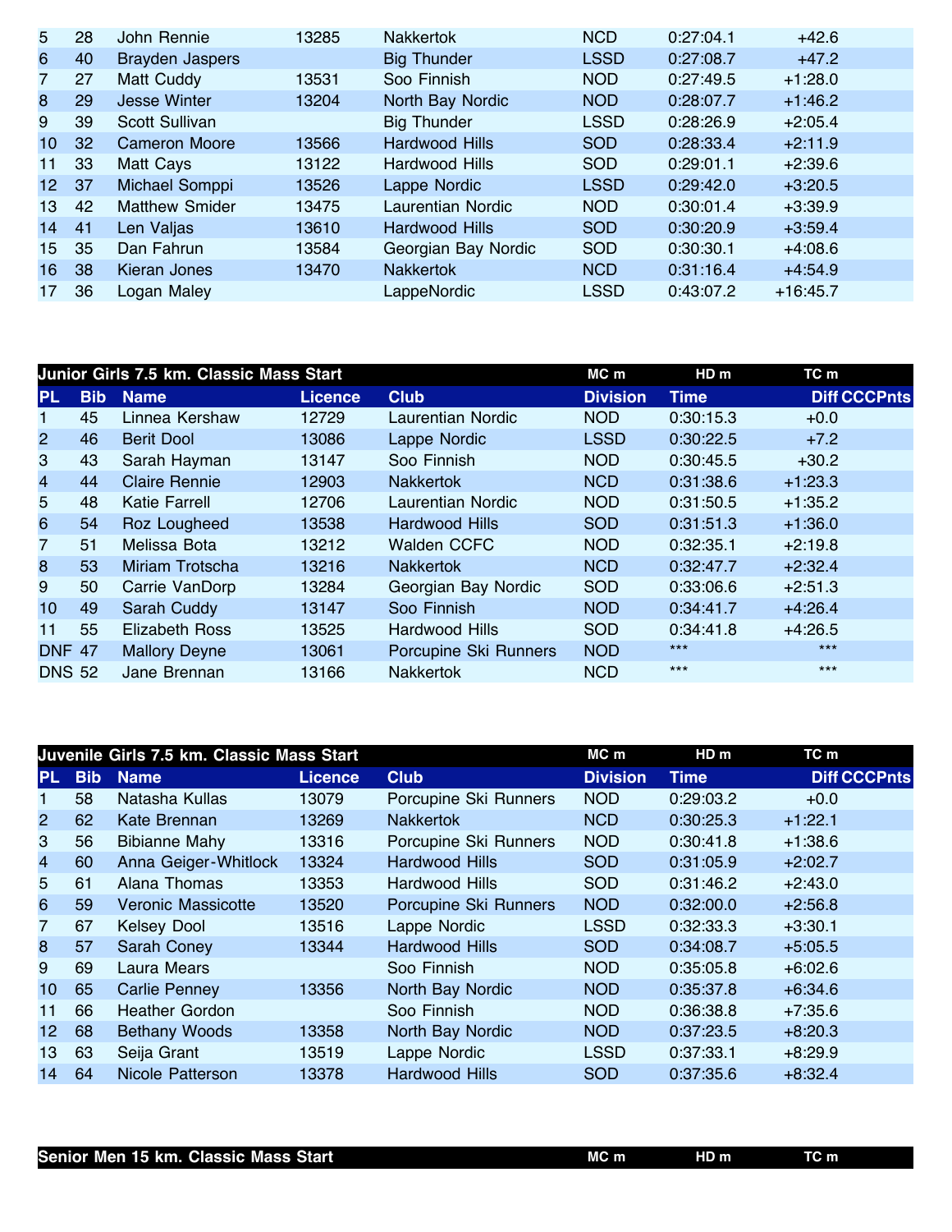| PL | Bib | Name | Licence | Club | Division | Time | Diff | CCCPnts |
|---|---|---|---|---|---|---|---|---|
| 5 | 28 | John Rennie | 13285 | Nakkertok | NCD | 0:27:04.1 | +42.6 | |
| 6 | 40 | Brayden Jaspers | | Big Thunder | LSSD | 0:27:08.7 | +47.2 | |
| 7 | 27 | Matt Cuddy | 13531 | Soo Finnish | NOD | 0:27:49.5 | +1:28.0 | |
| 8 | 29 | Jesse Winter | 13204 | North Bay Nordic | NOD | 0:28:07.7 | +1:46.2 | |
| 9 | 39 | Scott Sullivan | | Big Thunder | LSSD | 0:28:26.9 | +2:05.4 | |
| 10 | 32 | Cameron Moore | 13566 | Hardwood Hills | SOD | 0:28:33.4 | +2:11.9 | |
| 11 | 33 | Matt Cays | 13122 | Hardwood Hills | SOD | 0:29:01.1 | +2:39.6 | |
| 12 | 37 | Michael Somppi | 13526 | Lappe Nordic | LSSD | 0:29:42.0 | +3:20.5 | |
| 13 | 42 | Matthew Smider | 13475 | Laurentian Nordic | NOD | 0:30:01.4 | +3:39.9 | |
| 14 | 41 | Len Valjas | 13610 | Hardwood Hills | SOD | 0:30:20.9 | +3:59.4 | |
| 15 | 35 | Dan Fahrun | 13584 | Georgian Bay Nordic | SOD | 0:30:30.1 | +4:08.6 | |
| 16 | 38 | Kieran Jones | 13470 | Nakkertok | NCD | 0:31:16.4 | +4:54.9 | |
| 17 | 36 | Logan Maley | | LappeNordic | LSSD | 0:43:07.2 | +16:45.7 | |

## Junior Girls 7.5 km. Classic Mass Start

MC m | HD m | TC m

| PL | Bib | Name | Licence | Club | Division | Time | Diff | CCCPnts |
|---|---|---|---|---|---|---|---|---|
| 1 | 45 | Linnea Kershaw | 12729 | Laurentian Nordic | NOD | 0:30:15.3 | +0.0 | |
| 2 | 46 | Berit Dool | 13086 | Lappe Nordic | LSSD | 0:30:22.5 | +7.2 | |
| 3 | 43 | Sarah Hayman | 13147 | Soo Finnish | NOD | 0:30:45.5 | +30.2 | |
| 4 | 44 | Claire Rennie | 12903 | Nakkertok | NCD | 0:31:38.6 | +1:23.3 | |
| 5 | 48 | Katie Farrell | 12706 | Laurentian Nordic | NOD | 0:31:50.5 | +1:35.2 | |
| 6 | 54 | Roz Lougheed | 13538 | Hardwood Hills | SOD | 0:31:51.3 | +1:36.0 | |
| 7 | 51 | Melissa Bota | 13212 | Walden CCFC | NOD | 0:32:35.1 | +2:19.8 | |
| 8 | 53 | Miriam Trotscha | 13216 | Nakkertok | NCD | 0:32:47.7 | +2:32.4 | |
| 9 | 50 | Carrie VanDorp | 13284 | Georgian Bay Nordic | SOD | 0:33:06.6 | +2:51.3 | |
| 10 | 49 | Sarah Cuddy | 13147 | Soo Finnish | NOD | 0:34:41.7 | +4:26.4 | |
| 11 | 55 | Elizabeth Ross | 13525 | Hardwood Hills | SOD | 0:34:41.8 | +4:26.5 | |
| DNF | 47 | Mallory Deyne | 13061 | Porcupine Ski Runners | NOD | *** | *** | |
| DNS | 52 | Jane Brennan | 13166 | Nakkertok | NCD | *** | *** | |

## Juvenile Girls 7.5 km. Classic Mass Start

MC m | HD m | TC m

| PL | Bib | Name | Licence | Club | Division | Time | Diff | CCCPnts |
|---|---|---|---|---|---|---|---|---|
| 1 | 58 | Natasha Kullas | 13079 | Porcupine Ski Runners | NOD | 0:29:03.2 | +0.0 | |
| 2 | 62 | Kate Brennan | 13269 | Nakkertok | NCD | 0:30:25.3 | +1:22.1 | |
| 3 | 56 | Bibianne Mahy | 13316 | Porcupine Ski Runners | NOD | 0:30:41.8 | +1:38.6 | |
| 4 | 60 | Anna Geiger-Whitlock | 13324 | Hardwood Hills | SOD | 0:31:05.9 | +2:02.7 | |
| 5 | 61 | Alana Thomas | 13353 | Hardwood Hills | SOD | 0:31:46.2 | +2:43.0 | |
| 6 | 59 | Veronic Massicotte | 13520 | Porcupine Ski Runners | NOD | 0:32:00.0 | +2:56.8 | |
| 7 | 67 | Kelsey Dool | 13516 | Lappe Nordic | LSSD | 0:32:33.3 | +3:30.1 | |
| 8 | 57 | Sarah Coney | 13344 | Hardwood Hills | SOD | 0:34:08.7 | +5:05.5 | |
| 9 | 69 | Laura Mears | | Soo Finnish | NOD | 0:35:05.8 | +6:02.6 | |
| 10 | 65 | Carlie Penney | 13356 | North Bay Nordic | NOD | 0:35:37.8 | +6:34.6 | |
| 11 | 66 | Heather Gordon | | Soo Finnish | NOD | 0:36:38.8 | +7:35.6 | |
| 12 | 68 | Bethany Woods | 13358 | North Bay Nordic | NOD | 0:37:23.5 | +8:20.3 | |
| 13 | 63 | Seija Grant | 13519 | Lappe Nordic | LSSD | 0:37:33.1 | +8:29.9 | |
| 14 | 64 | Nicole Patterson | 13378 | Hardwood Hills | SOD | 0:37:35.6 | +8:32.4 | |

## Senior Men 15 km. Classic Mass Start

MC m | HD m | TC m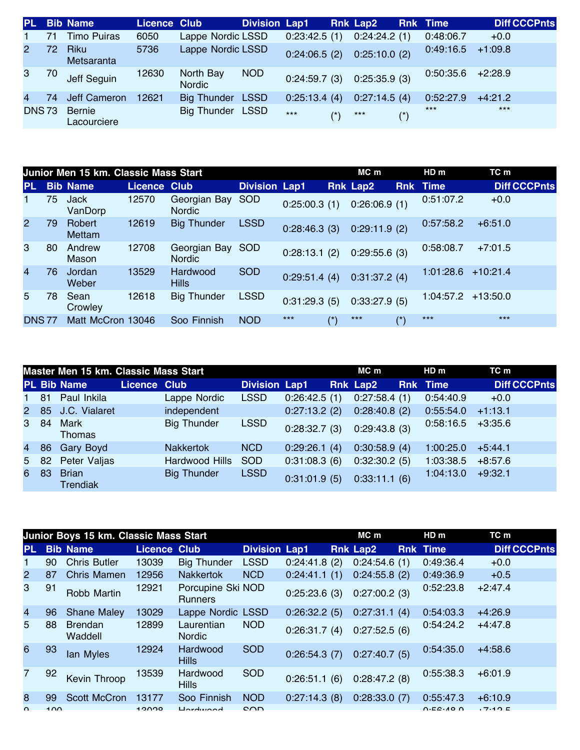| PL | Bib | Name | Licence | Club | Division | Lap1 | Rnk | Lap2 | Rnk | Time | Diff | CCCPnts |
|---|---|---|---|---|---|---|---|---|---|---|---|---|
| 1 | 71 | Timo Puiras | 6050 | Lappe Nordic | LSSD | 0:23:42.5 | (1) | 0:24:24.2 | (1) | 0:48:06.7 | +0.0 | |
| 2 | 72 | Riku Metsaranta | 5736 | Lappe Nordic | LSSD | 0:24:06.5 | (2) | 0:25:10.0 | (2) | 0:49:16.5 | +1:09.8 | |
| 3 | 70 | Jeff Seguin | 12630 | North Bay Nordic | NOD | 0:24:59.7 | (3) | 0:25:35.9 | (3) | 0:50:35.6 | +2:28.9 | |
| 4 | 74 | Jeff Cameron | 12621 | Big Thunder | LSSD | 0:25:13.4 | (4) | 0:27:14.5 | (4) | 0:52:27.9 | +4:21.2 | |
| DNS | 73 | Bernie Lacourciere | | Big Thunder | LSSD | *** | (*) | *** | (*) | *** | *** | |

## Junior Men 15 km. Classic Mass Start

| | | | | | | | MC m | | | HD m | | TC m |
|---|---|---|---|---|---|---|---|---|---|---|---|---|
| PL | Bib | Name | Licence | Club | Division | Lap1 | Rnk | Lap2 | Rnk | Time | Diff | CCCPnts |
| 1 | 75 | Jack VanDorp | 12570 | Georgian Bay Nordic | SOD | 0:25:00.3 | (1) | 0:26:06.9 | (1) | 0:51:07.2 | +0.0 | |
| 2 | 79 | Robert Mettam | 12619 | Big Thunder | LSSD | 0:28:46.3 | (3) | 0:29:11.9 | (2) | 0:57:58.2 | +6:51.0 | |
| 3 | 80 | Andrew Mason | 12708 | Georgian Bay Nordic | SOD | 0:28:13.1 | (2) | 0:29:55.6 | (3) | 0:58:08.7 | +7:01.5 | |
| 4 | 76 | Jordan Weber | 13529 | Hardwood Hills | SOD | 0:29:51.4 | (4) | 0:31:37.2 | (4) | 1:01:28.6 | +10:21.4 | |
| 5 | 78 | Sean Crowley | 12618 | Big Thunder | LSSD | 0:31:29.3 | (5) | 0:33:27.9 | (5) | 1:04:57.2 | +13:50.0 | |
| DNS | 77 | Matt McCron | 13046 | Soo Finnish | NOD | *** | (*) | *** | (*) | *** | *** | |

## Master Men 15 km. Classic Mass Start

| | | | | | | | MC m | | | HD m | | TC m |
|---|---|---|---|---|---|---|---|---|---|---|---|---|
| PL | Bib | Name | Licence | Club | Division | Lap1 | Rnk | Lap2 | Rnk | Time | Diff | CCCPnts |
| 1 | 81 | Paul Inkila | | Lappe Nordic | LSSD | 0:26:42.5 | (1) | 0:27:58.4 | (1) | 0:54:40.9 | +0.0 | |
| 2 | 85 | J.C. Vialaret | | independent | | 0:27:13.2 | (2) | 0:28:40.8 | (2) | 0:55:54.0 | +1:13.1 | |
| 3 | 84 | Mark Thomas | | Big Thunder | LSSD | 0:28:32.7 | (3) | 0:29:43.8 | (3) | 0:58:16.5 | +3:35.6 | |
| 4 | 86 | Gary Boyd | | Nakkertok | NCD | 0:29:26.1 | (4) | 0:30:58.9 | (4) | 1:00:25.0 | +5:44.1 | |
| 5 | 82 | Peter Valjas | | Hardwood Hills | SOD | 0:31:08.3 | (6) | 0:32:30.2 | (5) | 1:03:38.5 | +8:57.6 | |
| 6 | 83 | Brian Trendiak | | Big Thunder | LSSD | 0:31:01.9 | (5) | 0:33:11.1 | (6) | 1:04:13.0 | +9:32.1 | |

## Junior Boys 15 km. Classic Mass Start

| | | | | | | | MC m | | | HD m | | TC m |
|---|---|---|---|---|---|---|---|---|---|---|---|---|
| PL | Bib | Name | Licence | Club | Division | Lap1 | Rnk | Lap2 | Rnk | Time | Diff | CCCPnts |
| 1 | 90 | Chris Butler | 13039 | Big Thunder | LSSD | 0:24:41.8 | (2) | 0:24:54.6 | (1) | 0:49:36.4 | +0.0 | |
| 2 | 87 | Chris Mamen | 12956 | Nakkertok | NCD | 0:24:41.1 | (1) | 0:24:55.8 | (2) | 0:49:36.9 | +0.5 | |
| 3 | 91 | Robb Martin | 12921 | Porcupine Ski Runners | NOD | 0:25:23.6 | (3) | 0:27:00.2 | (3) | 0:52:23.8 | +2:47.4 | |
| 4 | 96 | Shane Maley | 13029 | Lappe Nordic | LSSD | 0:26:32.2 | (5) | 0:27:31.1 | (4) | 0:54:03.3 | +4:26.9 | |
| 5 | 88 | Brendan Waddell | 12899 | Laurentian Nordic | NOD | 0:26:31.7 | (4) | 0:27:52.5 | (6) | 0:54:24.2 | +4:47.8 | |
| 6 | 93 | Ian Myles | 12924 | Hardwood Hills | SOD | 0:26:54.3 | (7) | 0:27:40.7 | (5) | 0:54:35.0 | +4:58.6 | |
| 7 | 92 | Kevin Throop | 13539 | Hardwood Hills | SOD | 0:26:51.1 | (6) | 0:28:47.2 | (8) | 0:55:38.3 | +6:01.9 | |
| 8 | 99 | Scott McCron | 13177 | Soo Finnish | NOD | 0:27:14.3 | (8) | 0:28:33.0 | (7) | 0:55:47.3 | +6:10.9 | |
| 9 | 100 | | 13028 | Hardwood | SOD | | | | | 0:56:48.9 | +7:12.5 | |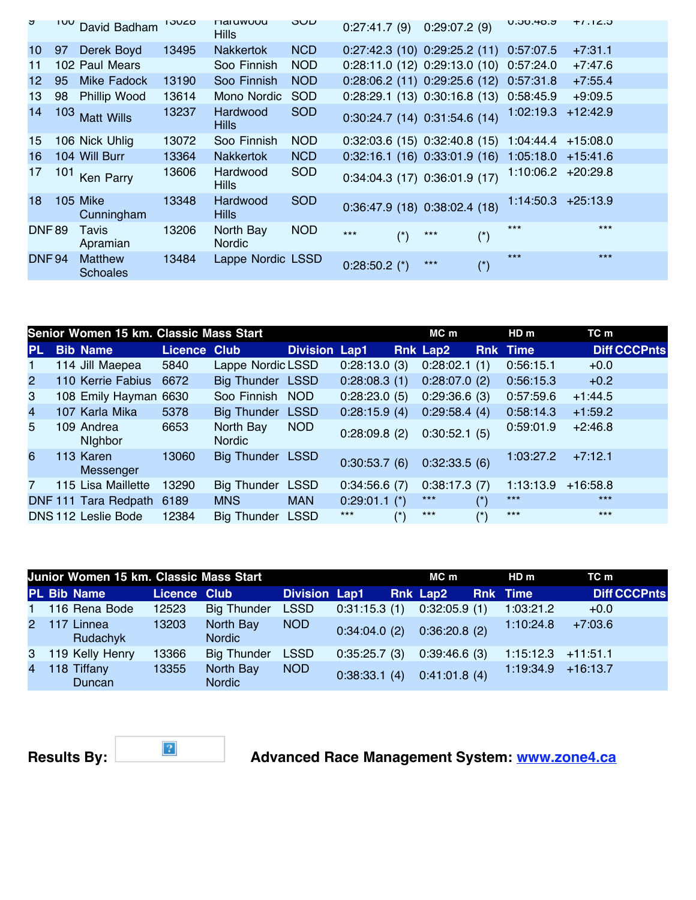| PL | Bib | Name | Licence | Club | Division | Lap1 | Rnk | Lap2 | Rnk | Time | Diff | CCCPnts |
|---|---|---|---|---|---|---|---|---|---|---|---|---|
| 9 | 100 | David Badham | 13028 | Hardwood Hills | SOD | 0:27:41.7 | (9) | 0:29:07.2 | (9) | 0:56:48.9 | +7:12.5 | |
| 10 | 97 | Derek Boyd | 13495 | Nakkertok | NCD | 0:27:42.3 | (10) | 0:29:25.2 | (11) | 0:57:07.5 | +7:31.1 | |
| 11 | 102 | Paul Mears | | Soo Finnish | NOD | 0:28:11.0 | (12) | 0:29:13.0 | (10) | 0:57:24.0 | +7:47.6 | |
| 12 | 95 | Mike Fadock | 13190 | Soo Finnish | NOD | 0:28:06.2 | (11) | 0:29:25.6 | (12) | 0:57:31.8 | +7:55.4 | |
| 13 | 98 | Phillip Wood | 13614 | Mono Nordic | SOD | 0:28:29.1 | (13) | 0:30:16.8 | (13) | 0:58:45.9 | +9:09.5 | |
| 14 | 103 | Matt Wills | 13237 | Hardwood Hills | SOD | 0:30:24.7 | (14) | 0:31:54.6 | (14) | 1:02:19.3 | +12:42.9 | |
| 15 | 106 | Nick Uhlig | 13072 | Soo Finnish | NOD | 0:32:03.6 | (15) | 0:32:40.8 | (15) | 1:04:44.4 | +15:08.0 | |
| 16 | 104 | Will Burr | 13364 | Nakkertok | NCD | 0:32:16.1 | (16) | 0:33:01.9 | (16) | 1:05:18.0 | +15:41.6 | |
| 17 | 101 | Ken Parry | 13606 | Hardwood Hills | SOD | 0:34:04.3 | (17) | 0:36:01.9 | (17) | 1:10:06.2 | +20:29.8 | |
| 18 | 105 | Mike Cunningham | 13348 | Hardwood Hills | SOD | 0:36:47.9 | (18) | 0:38:02.4 | (18) | 1:14:50.3 | +25:13.9 | |
| DNF | 89 | Tavis Apramian | 13206 | North Bay Nordic | NOD | *** | (*) | *** | (*) | *** | *** | |
| DNF | 94 | Matthew Schoales | 13484 | Lappe Nordic | LSSD | 0:28:50.2 | (*) | *** | (*) | *** | *** | |

## Senior Women 15 km. Classic Mass Start

MC m HD m TC m

| PL | Bib | Name | Licence | Club | Division | Lap1 | Rnk | Lap2 | Rnk | Time | Diff | CCCPnts |
|---|---|---|---|---|---|---|---|---|---|---|---|---|
| 1 | 114 | Jill Maepea | 5840 | Lappe Nordic | LSSD | 0:28:13.0 | (3) | 0:28:02.1 | (1) | 0:56:15.1 | +0.0 | |
| 2 | 110 | Kerrie Fabius | 6672 | Big Thunder | LSSD | 0:28:08.3 | (1) | 0:28:07.0 | (2) | 0:56:15.3 | +0.2 | |
| 3 | 108 | Emily Hayman | 6630 | Soo Finnish | NOD | 0:28:23.0 | (5) | 0:29:36.6 | (3) | 0:57:59.6 | +1:44.5 | |
| 4 | 107 | Karla Mika | 5378 | Big Thunder | LSSD | 0:28:15.9 | (4) | 0:29:58.4 | (4) | 0:58:14.3 | +1:59.2 | |
| 5 | 109 | Andrea NIghbor | 6653 | North Bay Nordic | NOD | 0:28:09.8 | (2) | 0:30:52.1 | (5) | 0:59:01.9 | +2:46.8 | |
| 6 | 113 | Karen Messenger | 13060 | Big Thunder | LSSD | 0:30:53.7 | (6) | 0:32:33.5 | (6) | 1:03:27.2 | +7:12.1 | |
| 7 | 115 | Lisa Maillette | 13290 | Big Thunder | LSSD | 0:34:56.6 | (7) | 0:38:17.3 | (7) | 1:13:13.9 | +16:58.8 | |
| DNF | 111 | Tara Redpath | 6189 | MNS | MAN | 0:29:01.1 | (*) | *** | (*) | *** | *** | |
| DNS | 112 | Leslie Bode | 12384 | Big Thunder | LSSD | *** | (*) | *** | (*) | *** | *** | |

## Junior Women 15 km. Classic Mass Start

MC m HD m TC m

| PL | Bib | Name | Licence | Club | Division | Lap1 | Rnk | Lap2 | Rnk | Time | Diff | CCCPnts |
|---|---|---|---|---|---|---|---|---|---|---|---|---|
| 1 | 116 | Rena Bode | 12523 | Big Thunder | LSSD | 0:31:15.3 | (1) | 0:32:05.9 | (1) | 1:03:21.2 | +0.0 | |
| 2 | 117 | Linnea Rudachyk | 13203 | North Bay Nordic | NOD | 0:34:04.0 | (2) | 0:36:20.8 | (2) | 1:10:24.8 | +7:03.6 | |
| 3 | 119 | Kelly Henry | 13366 | Big Thunder | LSSD | 0:35:25.7 | (3) | 0:39:46.6 | (3) | 1:15:12.3 | +11:51.1 | |
| 4 | 118 | Tiffany Duncan | 13355 | North Bay Nordic | NOD | 0:38:33.1 | (4) | 0:41:01.8 | (4) | 1:19:34.9 | +16:13.7 | |

**Results By:** **Advanced Race Management System: [www.zone4.ca](http://www.zone4.ca)**